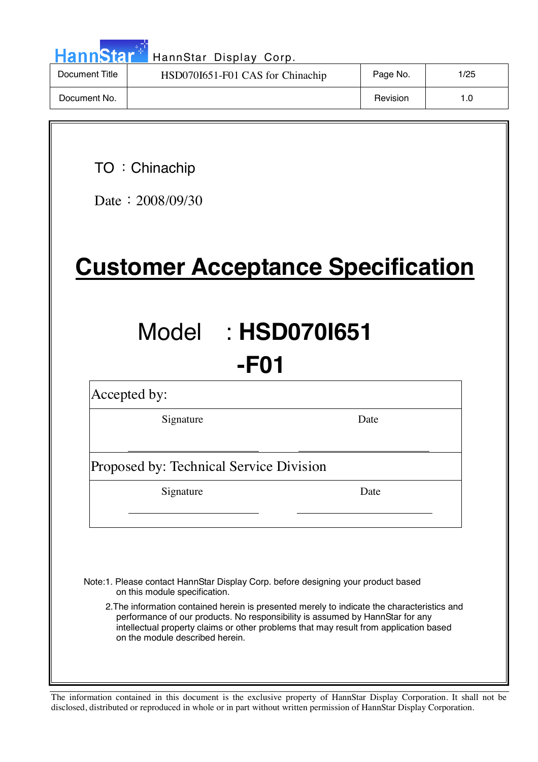HannStar Display Corp.

| Document Title | HSD070I651-F01 CAS for Chinachip | Page No. | 1/25 |
|---|---|---|---|
| Document No. | | Revision | 1.0 |

TO ：Chinachip

Date：2008/09/30

# Customer Acceptance Specification

## Model　: HSD070I651 -F01

| Accepted by: | |
|---|---|
| Signature | Date |
| Proposed by: Technical Service Division | |
| Signature | Date |

Note:1. Please contact HannStar Display Corp. before designing your product based on this module specification.

2.The information contained herein is presented merely to indicate the characteristics and performance of our products. No responsibility is assumed by HannStar for any intellectual property claims or other problems that may result from application based on the module described herein.

The information contained in this document is the exclusive property of HannStar Display Corporation. It shall not be disclosed, distributed or reproduced in whole or in part without written permission of HannStar Display Corporation.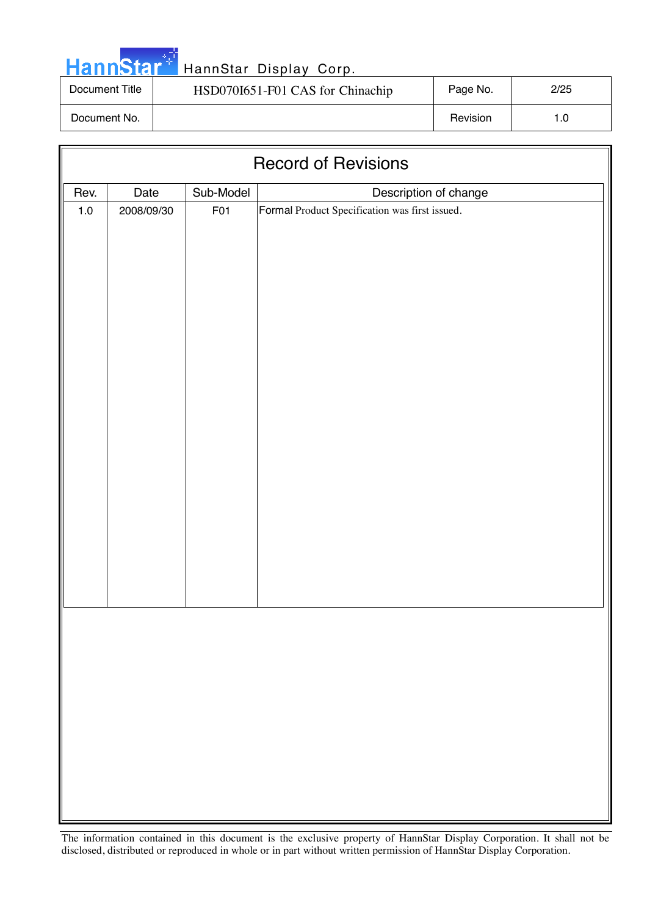# Record of Revisions

| Rev. | Date | Sub-Model | Description of change |
| --- | --- | --- | --- |
| 1.0 | 2008/09/30 | F01 | Formal Product Specification was first issued. |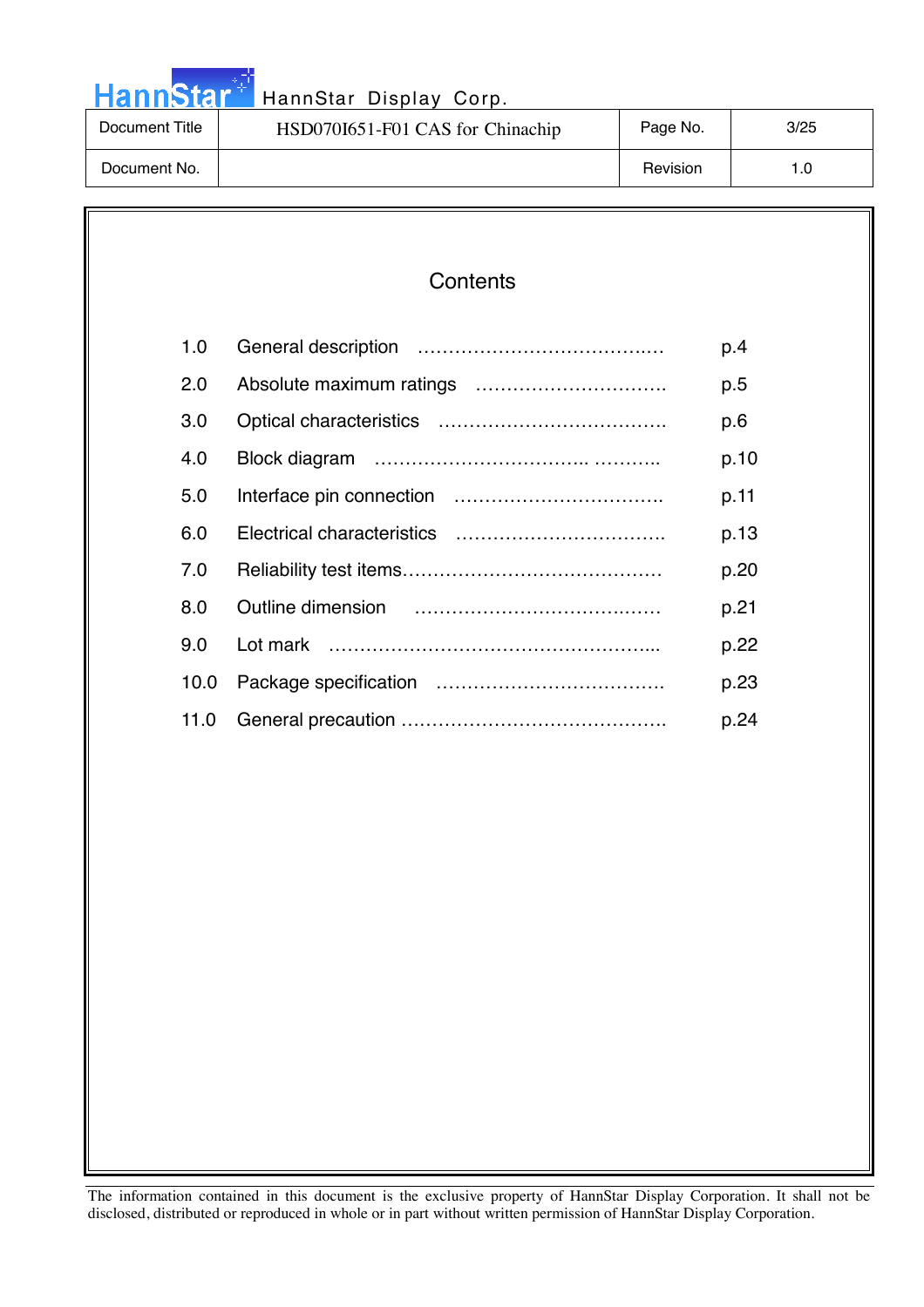# Contents

| | | |
|---|---|---|
| 1.0 | General description ……………………………….… | p.4 |
| 2.0 | Absolute maximum ratings …………………………. | p.5 |
| 3.0 | Optical characteristics ………………………………. | p.6 |
| 4.0 | Block diagram …………………………….. ……….. | p.10 |
| 5.0 | Interface pin connection ……………………………. | p.11 |
| 6.0 | Electrical characteristics ……………………………. | p.13 |
| 7.0 | Reliability test items…………………………………… | p.20 |
| 8.0 | Outline dimension …………………………….…… | p.21 |
| 9.0 | Lot mark ……………………………………………... | p.22 |
| 10.0 | Package specification ………………………………. | p.23 |
| 11.0 | General precaution ……………………………………. | p.24 |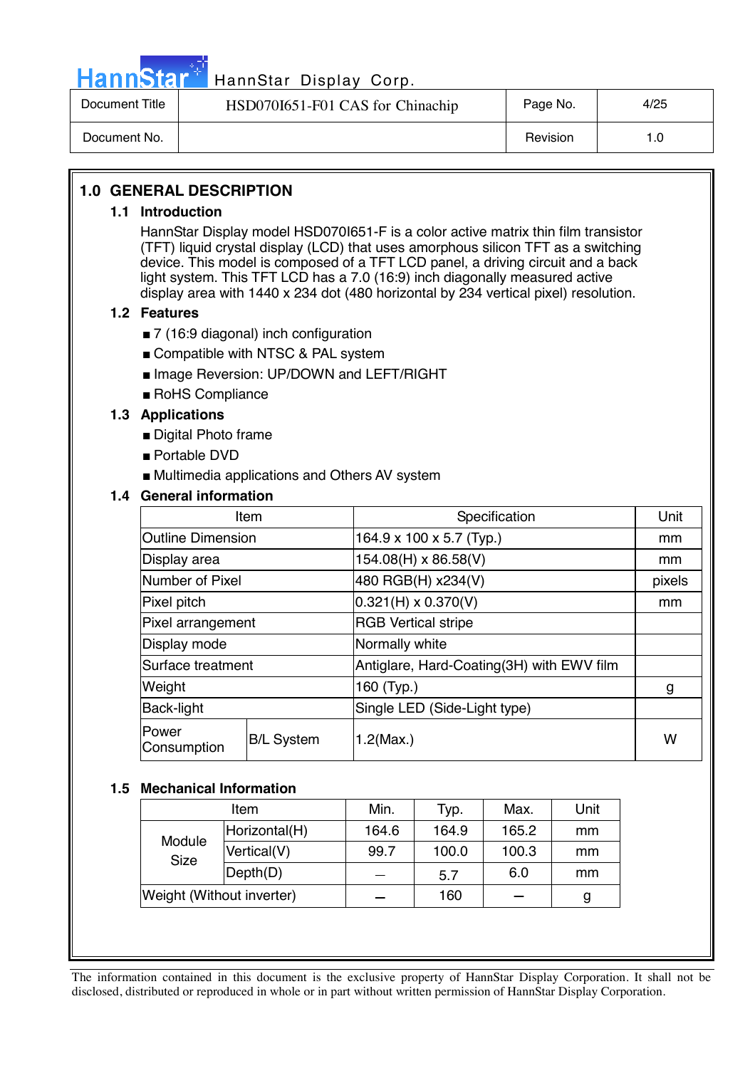# 1.0 GENERAL DESCRIPTION

## 1.1 Introduction

HannStar Display model HSD070I651-F is a color active matrix thin film transistor (TFT) liquid crystal display (LCD) that uses amorphous silicon TFT as a switching device. This model is composed of a TFT LCD panel, a driving circuit and a back light system. This TFT LCD has a 7.0 (16:9) inch diagonally measured active display area with 1440 x 234 dot (480 horizontal by 234 vertical pixel) resolution.

## 1.2 Features

- 7 (16:9 diagonal) inch configuration
- Compatible with NTSC & PAL system
- Image Reversion: UP/DOWN and LEFT/RIGHT
- RoHS Compliance

## 1.3 Applications

- Digital Photo frame
- Portable DVD
- Multimedia applications and Others AV system

## 1.4 General information

| Item | | Specification | Unit |
|---|---|---|---|
| Outline Dimension | | 164.9 x 100 x 5.7 (Typ.) | mm |
| Display area | | 154.08(H) x 86.58(V) | mm |
| Number of Pixel | | 480 RGB(H) x234(V) | pixels |
| Pixel pitch | | 0.321(H) x 0.370(V) | mm |
| Pixel arrangement | | RGB Vertical stripe | |
| Display mode | | Normally white | |
| Surface treatment | | Antiglare, Hard-Coating(3H) with EWV film | |
| Weight | | 160 (Typ.) | g |
| Back-light | | Single LED (Side-Light type) | |
| Power Consumption | B/L System | 1.2(Max.) | W |

## 1.5 Mechanical Information

| Item | | Min. | Typ. | Max. | Unit |
|---|---|---|---|---|---|
| Module Size | Horizontal(H) | 164.6 | 164.9 | 165.2 | mm |
| | Vertical(V) | 99.7 | 100.0 | 100.3 | mm |
| | Depth(D) | – | 5.7 | 6.0 | mm |
| Weight (Without inverter) | | – | 160 | – | g |

The information contained in this document is the exclusive property of HannStar Display Corporation. It shall not be disclosed, distributed or reproduced in whole or in part without written permission of HannStar Display Corporation.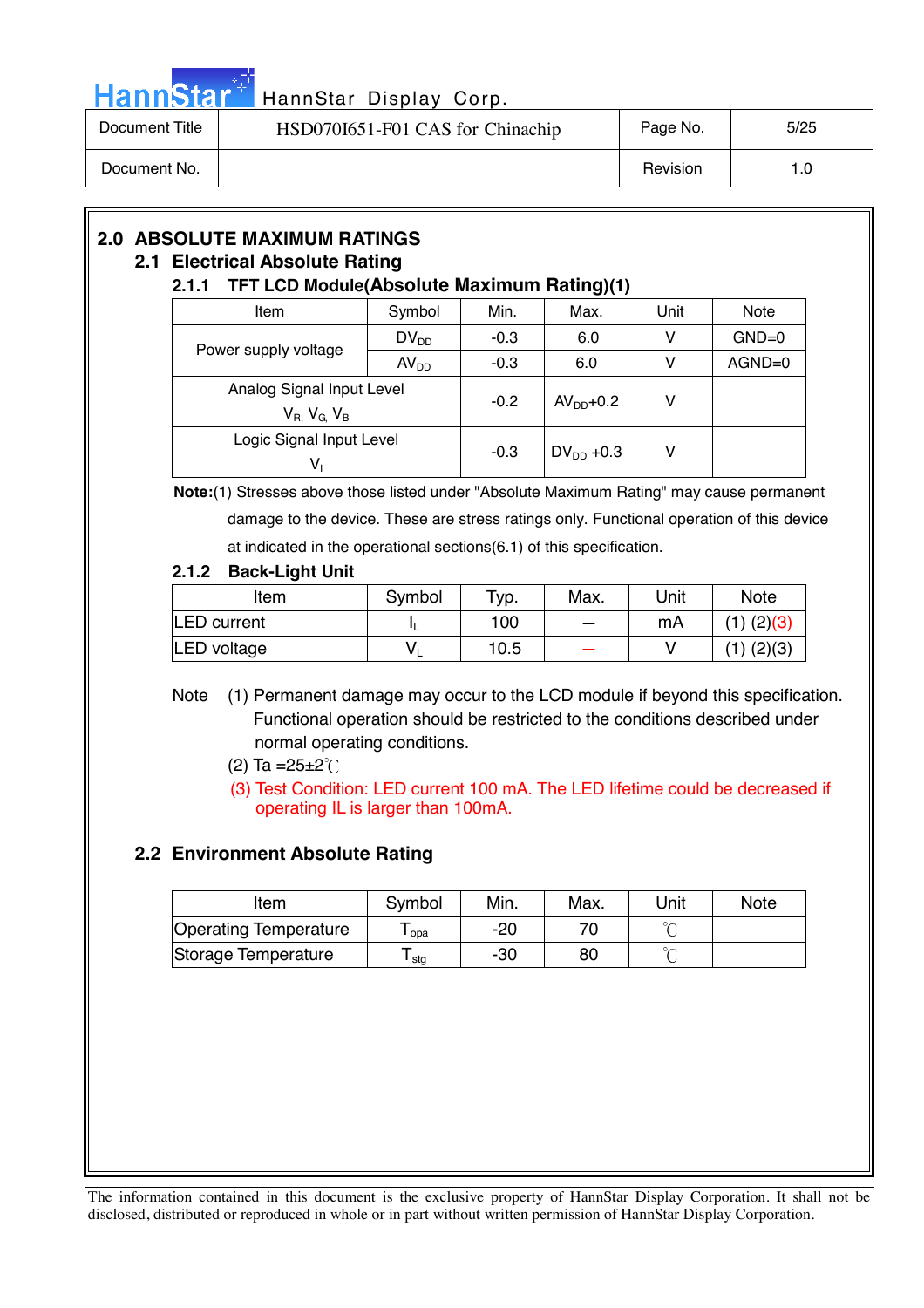# 2.0 ABSOLUTE MAXIMUM RATINGS

## 2.1 Electrical Absolute Rating

### 2.1.1 TFT LCD Module(Absolute Maximum Rating)(1)

| Item | Symbol | Min. | Max. | Unit | Note |
|---|---|---|---|---|---|
| Power supply voltage | $DV_{DD}$ | -0.3 | 6.0 | V | GND=0 |
| | $AV_{DD}$ | -0.3 | 6.0 | V | AGND=0 |
| Analog Signal Input Level $V_R$, $V_G$, $V_B$ | | -0.2 | $AV_{DD}$+0.2 | V | |
| Logic Signal Input Level $V_I$ | | -0.3 | $DV_{DD}$ +0.3 | V | |

**Note:**(1) Stresses above those listed under "Absolute Maximum Rating" may cause permanent damage to the device. These are stress ratings only. Functional operation of this device at indicated in the operational sections(6.1) of this specification.

### 2.1.2 Back-Light Unit

| Item | Symbol | Typ. | Max. | Unit | Note |
|---|---|---|---|---|---|
| LED current | $I_L$ | 100 | — | mA | (1) (2)(3) |
| LED voltage | $V_L$ | 10.5 | — | V | (1) (2)(3) |

Note (1) Permanent damage may occur to the LCD module if beyond this specification. Functional operation should be restricted to the conditions described under normal operating conditions.

(2) Ta =25±2℃

(3) Test Condition: LED current 100 mA. The LED lifetime could be decreased if operating IL is larger than 100mA.

## 2.2 Environment Absolute Rating

| Item | Symbol | Min. | Max. | Unit | Note |
|---|---|---|---|---|---|
| Operating Temperature | $T_{opa}$ | -20 | 70 | ℃ | |
| Storage Temperature | $T_{stg}$ | -30 | 80 | ℃ | |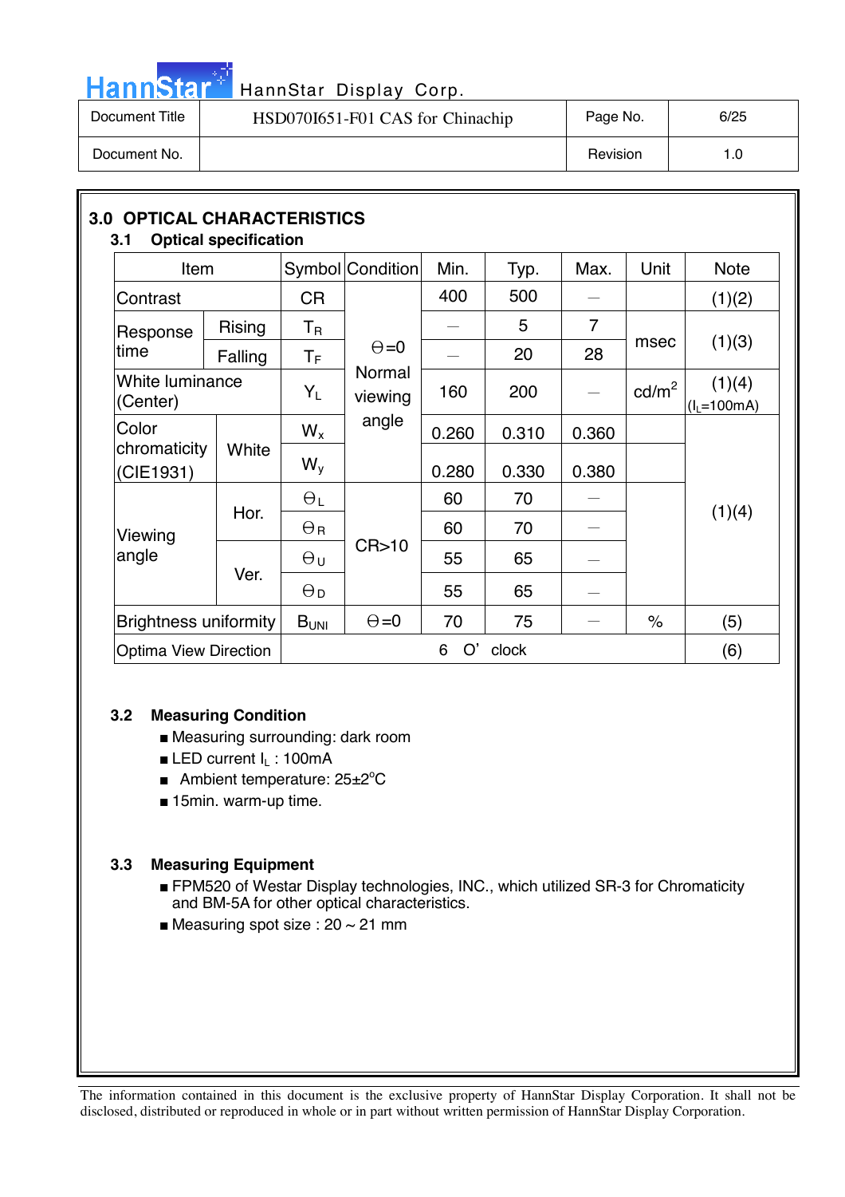## 3.0 OPTICAL CHARACTERISTICS

### 3.1 Optical specification

| Item | | Symbol | Condition | Min. | Typ. | Max. | Unit | Note |
|---|---|---|---|---|---|---|---|---|
| Contrast | | CR | Θ=0 Normal viewing angle | 400 | 500 | — | | (1)(2) |
| Response time | Rising | $T_R$ | | — | 5 | 7 | msec | (1)(3) |
| | Falling | $T_F$ | | — | 20 | 28 | | |
| White luminance (Center) | | $Y_L$ | | 160 | 200 | — | cd/m$^2$ | (1)(4) ($I_L$=100mA) |
| Color chromaticity (CIE1931) | White | $W_x$ | | 0.260 | 0.310 | 0.360 | | (1)(4) |
| | | $W_y$ | | 0.280 | 0.330 | 0.380 | | |
| Viewing angle | Hor. | $\Theta_L$ | CR>10 | 60 | 70 | — | | |
| | | $\Theta_R$ | | 60 | 70 | — | | |
| | Ver. | $\Theta_U$ | | 55 | 65 | — | | |
| | | $\Theta_D$ | | 55 | 65 | — | | |
| Brightness uniformity | | $B_{UNI}$ | Θ=0 | 70 | 75 | — | % | (5) |
| Optima View Direction | | 6 O' clock | | | | | | (6) |

### 3.2 Measuring Condition

- Measuring surrounding: dark room
- LED current $I_L$ : 100mA
- Ambient temperature: 25±2°C
- 15min. warm-up time.

### 3.3 Measuring Equipment

- FPM520 of Westar Display technologies, INC., which utilized SR-3 for Chromaticity and BM-5A for other optical characteristics.
- Measuring spot size : 20 ~ 21 mm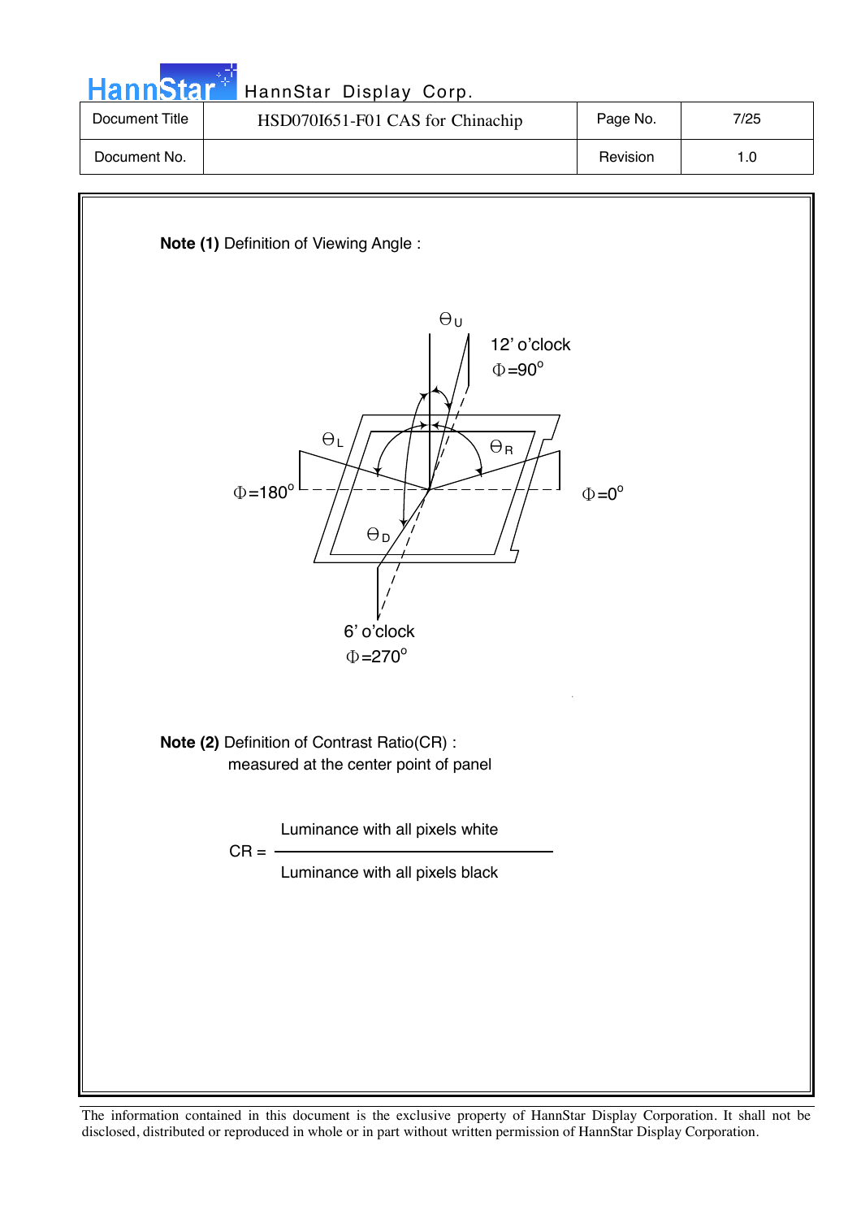**Note (1)** Definition of Viewing Angle :

$\Theta_U$

12' o'clock
$\Phi$=90°

$\Theta_L$

$\Theta_R$

$\Phi$=180°

$\Phi$=0°

$\Theta_D$

6' o'clock
$\Phi$=270°

**Note (2)** Definition of Contrast Ratio(CR) :
measured at the center point of panel

$$CR = \frac{\text{Luminance with all pixels white}}{\text{Luminance with all pixels black}}$$

The information contained in this document is the exclusive property of HannStar Display Corporation. It shall not be disclosed, distributed or reproduced in whole or in part without written permission of HannStar Display Corporation.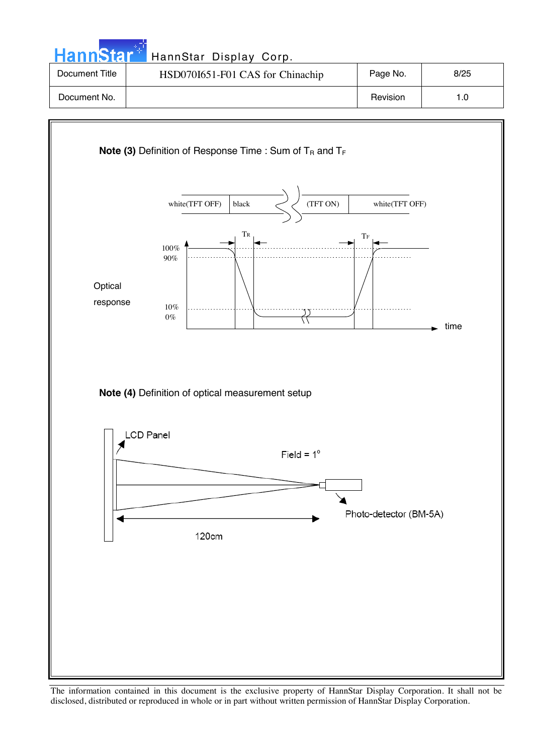**Note (3)** Definition of Response Time : Sum of $T_R$ and $T_F$

white(TFT OFF) | black | (TFT ON) | white(TFT OFF)

$T_R$ $T_F$

100%
90%

Optical response

10%
0%

time

**Note (4)** Definition of optical measurement setup

LCD Panel

Field = 1°

Photo-detector (BM-5A)

120cm

The information contained in this document is the exclusive property of HannStar Display Corporation. It shall not be disclosed, distributed or reproduced in whole or in part without written permission of HannStar Display Corporation.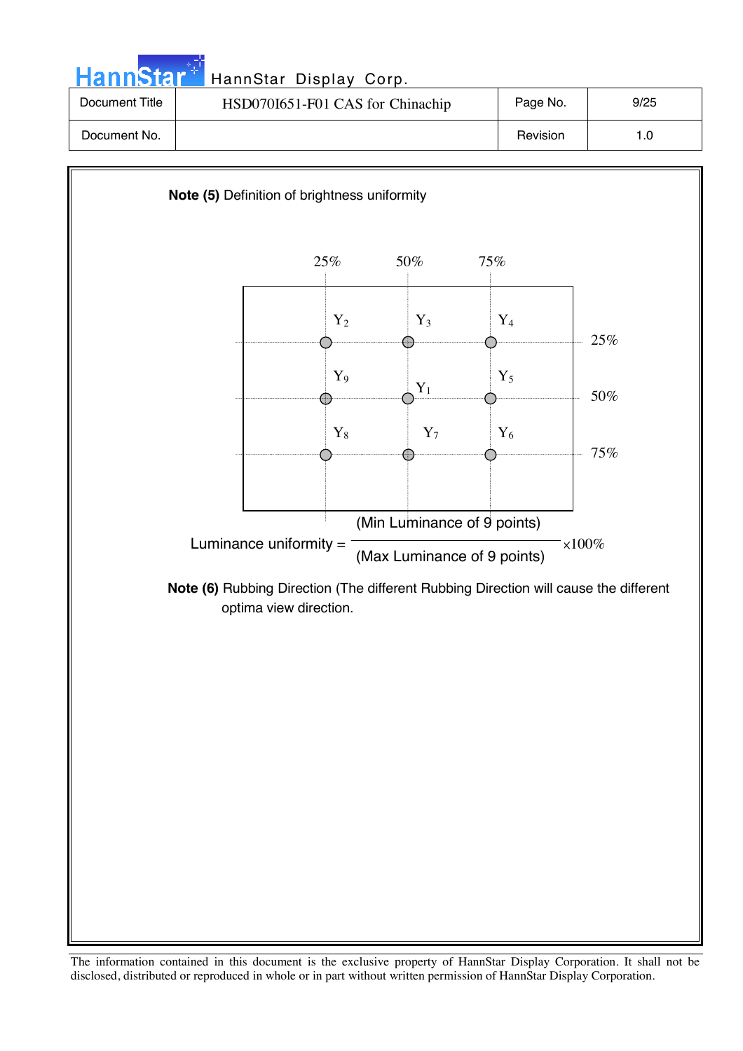**Note (5)** Definition of brightness uniformity

$$\text{Luminance uniformity} = \frac{\text{(Min Luminance of 9 points)}}{\text{(Max Luminance of 9 points)}} \times 100\%$$

**Note (6)** Rubbing Direction (The different Rubbing Direction will cause the different optima view direction.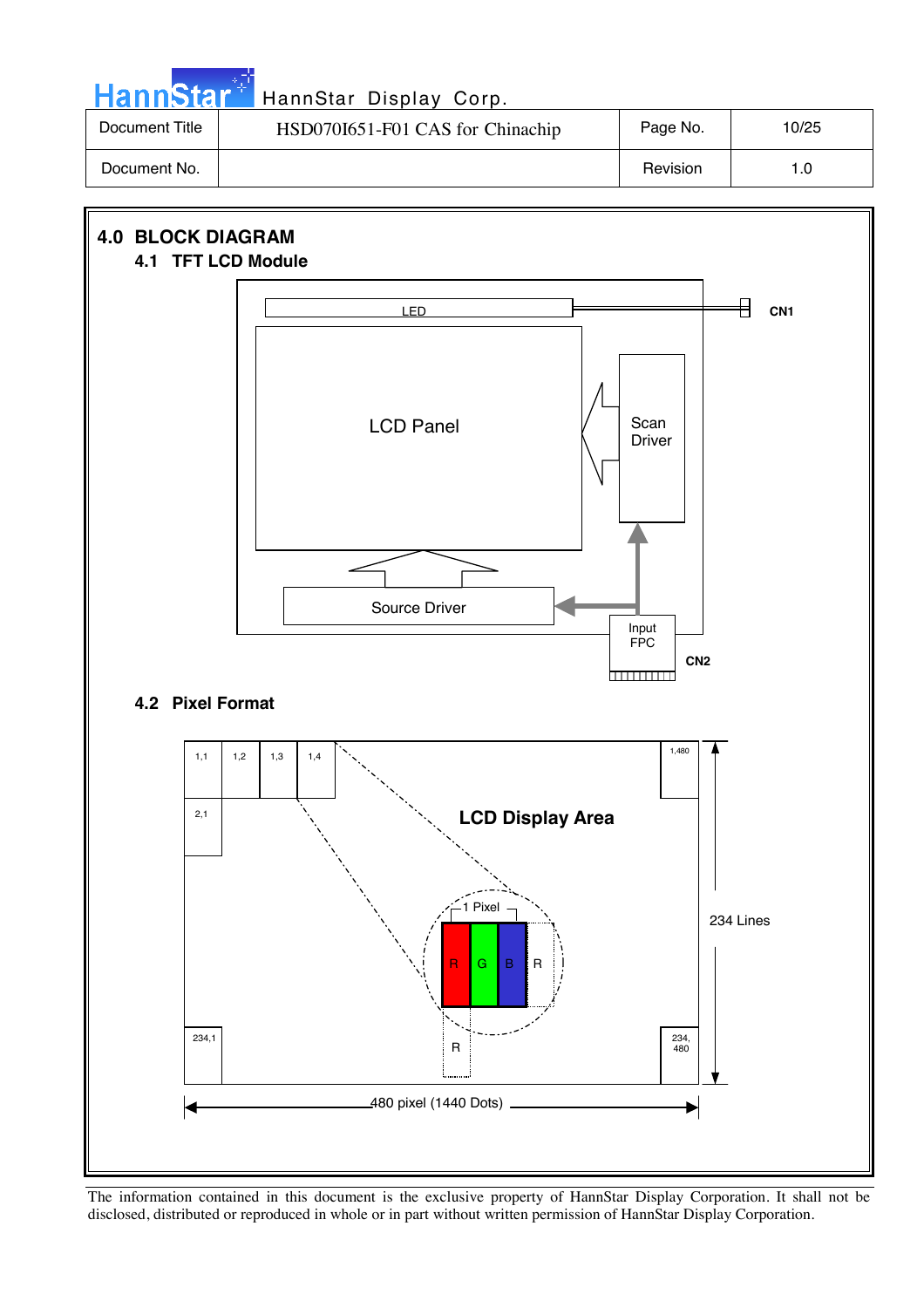## 4.0 BLOCK DIAGRAM

### 4.1 TFT LCD Module

LED

CN1

LCD Panel

Scan Driver

Source Driver

Input FPC

CN2

### 4.2 Pixel Format

1,1 | 1,2 | 1,3 | 1,4 | 1,480

2,1

LCD Display Area

1 Pixel

R G B R

R

234,1 | 234, 480

234 Lines

480 pixel (1440 Dots)

The information contained in this document is the exclusive property of HannStar Display Corporation. It shall not be disclosed, distributed or reproduced in whole or in part without written permission of HannStar Display Corporation.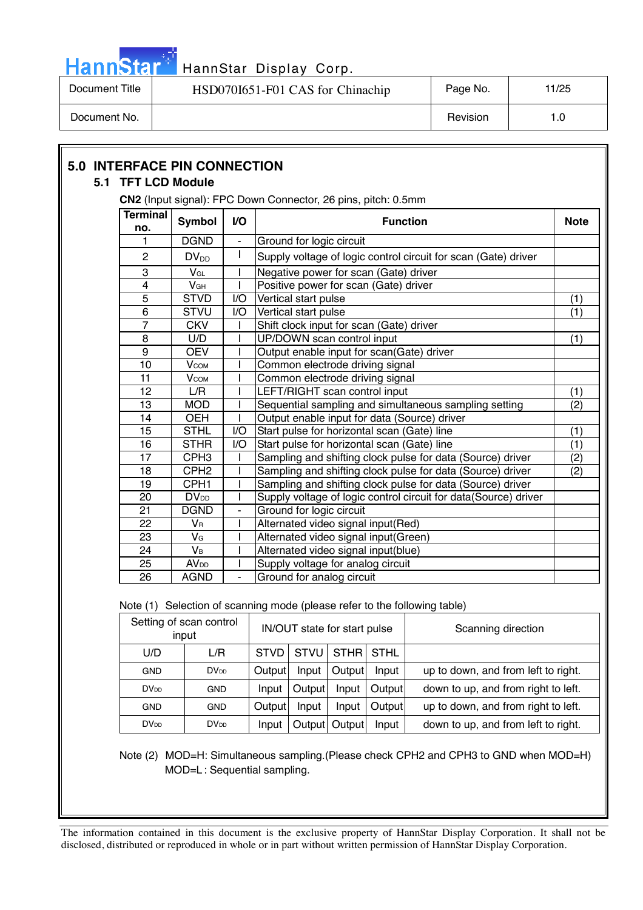# 5.0 INTERFACE PIN CONNECTION

## 5.1 TFT LCD Module

**CN2** (Input signal): FPC Down Connector, 26 pins, pitch: 0.5mm

| Terminal no. | Symbol | I/O | Function | Note |
|---|---|---|---|---|
| 1 | DGND | - | Ground for logic circuit | |
| 2 | $DV_{DD}$ | I | Supply voltage of logic control circuit for scan (Gate) driver | |
| 3 | $V_{GL}$ | I | Negative power for scan (Gate) driver | |
| 4 | $V_{GH}$ | I | Positive power for scan (Gate) driver | |
| 5 | STVD | I/O | Vertical start pulse | (1) |
| 6 | STVU | I/O | Vertical start pulse | (1) |
| 7 | CKV | I | Shift clock input for scan (Gate) driver | |
| 8 | U/D | I | UP/DOWN scan control input | (1) |
| 9 | OEV | I | Output enable input for scan(Gate) driver | |
| 10 | $V_{COM}$ | I | Common electrode driving signal | |
| 11 | $V_{COM}$ | I | Common electrode driving signal | |
| 12 | L/R | I | LEFT/RIGHT scan control input | (1) |
| 13 | MOD | I | Sequential sampling and simultaneous sampling setting | (2) |
| 14 | OEH | I | Output enable input for data (Source) driver | |
| 15 | STHL | I/O | Start pulse for horizontal scan (Gate) line | (1) |
| 16 | STHR | I/O | Start pulse for horizontal scan (Gate) line | (1) |
| 17 | CPH3 | I | Sampling and shifting clock pulse for data (Source) driver | (2) |
| 18 | CPH2 | I | Sampling and shifting clock pulse for data (Source) driver | (2) |
| 19 | CPH1 | I | Sampling and shifting clock pulse for data (Source) driver | |
| 20 | $DV_{DD}$ | I | Supply voltage of logic control circuit for data(Source) driver | |
| 21 | DGND | - | Ground for logic circuit | |
| 22 | $V_R$ | I | Alternated video signal input(Red) | |
| 23 | $V_G$ | I | Alternated video signal input(Green) | |
| 24 | $V_B$ | I | Alternated video signal input(blue) | |
| 25 | $AV_{DD}$ | I | Supply voltage for analog circuit | |
| 26 | AGND | - | Ground for analog circuit | |

Note (1) Selection of scanning mode (please refer to the following table)

| Setting of scan control input | | IN/OUT state for start pulse | | | | Scanning direction |
|---|---|---|---|---|---|---|
| U/D | L/R | STVD | STVU | STHR | STHL | |
| GND | $DV_{DD}$ | Output | Input | Output | Input | up to down, and from left to right. |
| $DV_{DD}$ | GND | Input | Output | Input | Output | down to up, and from right to left. |
| GND | GND | Output | Input | Input | Output | up to down, and from right to left. |
| $DV_{DD}$ | $DV_{DD}$ | Input | Output | Output | Input | down to up, and from left to right. |

Note (2) MOD=H: Simultaneous sampling.(Please check CPH2 and CPH3 to GND when MOD=H)
MOD=L : Sequential sampling.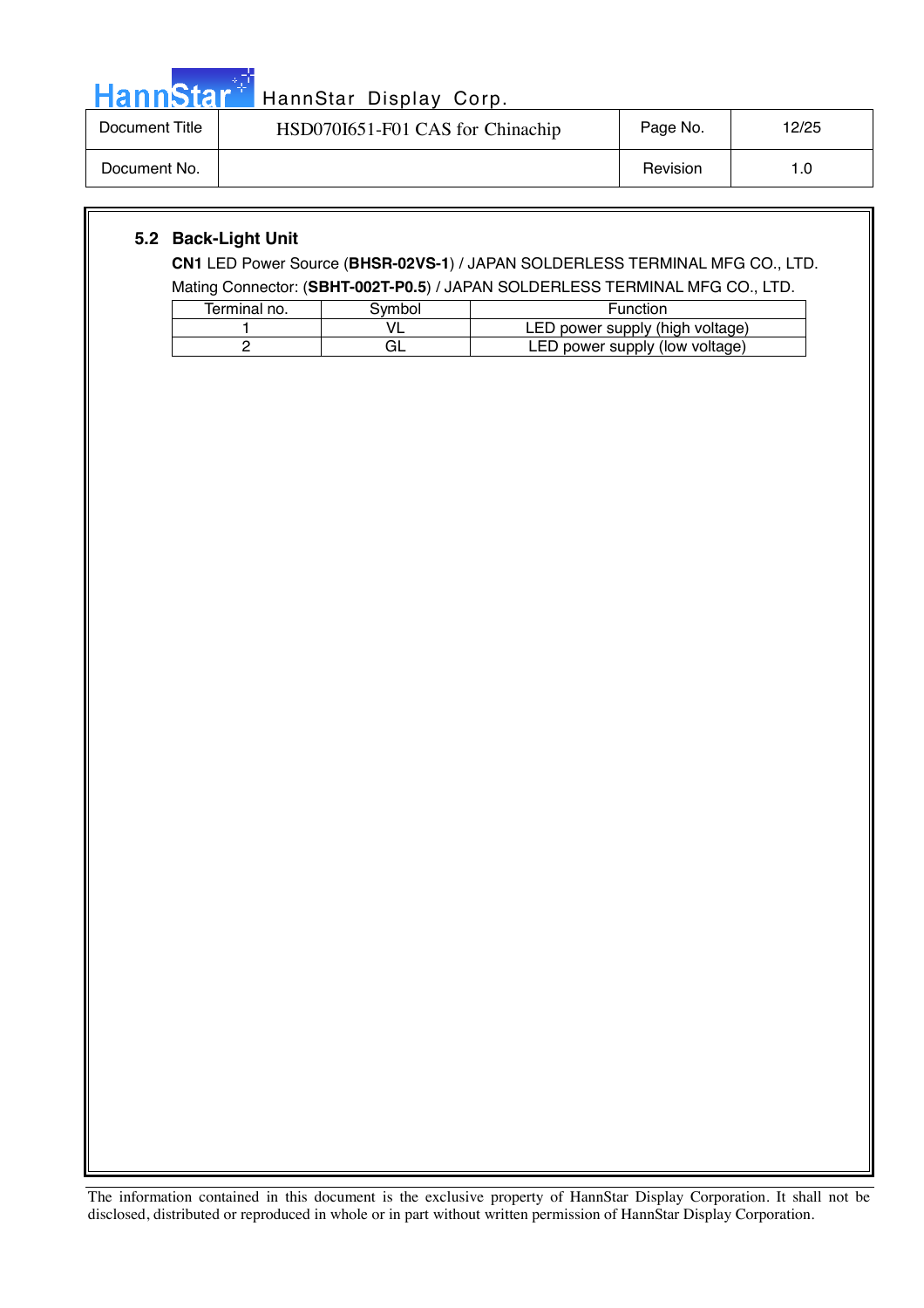### 5.2 Back-Light Unit

**CN1** LED Power Source (**BHSR-02VS-1**) / JAPAN SOLDERLESS TERMINAL MFG CO., LTD.

Mating Connector: (**SBHT-002T-P0.5**) / JAPAN SOLDERLESS TERMINAL MFG CO., LTD.

| Terminal no. | Symbol | Function |
|---|---|---|
| 1 | VL | LED power supply (high voltage) |
| 2 | GL | LED power supply (low voltage) |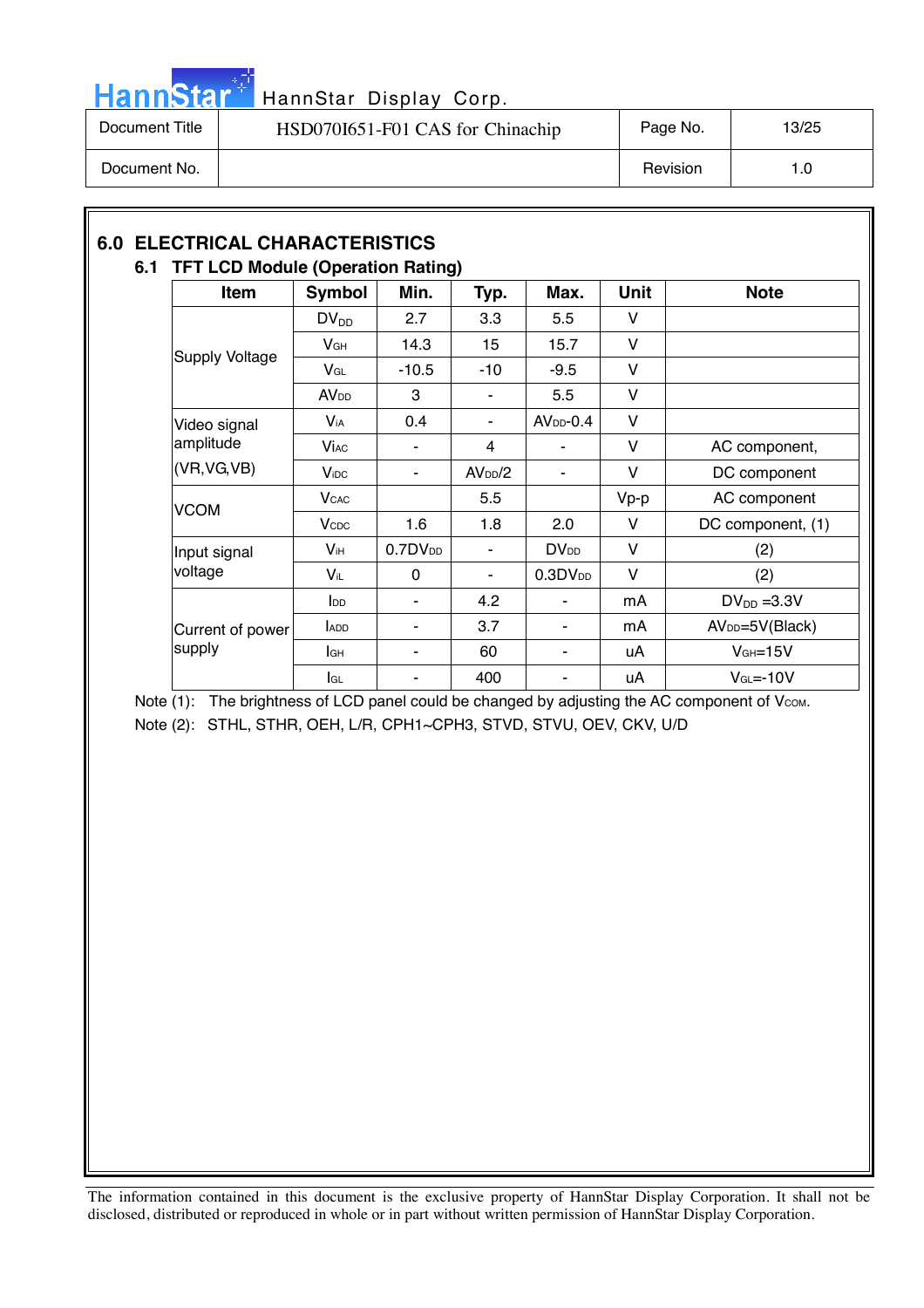## 6.0 ELECTRICAL CHARACTERISTICS

### 6.1 TFT LCD Module (Operation Rating)

| Item | Symbol | Min. | Typ. | Max. | Unit | Note |
|---|---|---|---|---|---|---|
| Supply Voltage | $DV_{DD}$ | 2.7 | 3.3 | 5.5 | V | |
| | $V_{GH}$ | 14.3 | 15 | 15.7 | V | |
| | $V_{GL}$ | -10.5 | -10 | -9.5 | V | |
| | $AV_{DD}$ | 3 | - | 5.5 | V | |
| Video signal amplitude (VR,VG,VB) | $V_{iA}$ | 0.4 | - | $AV_{DD}$-0.4 | V | |
| | $V_{iAC}$ | - | 4 | - | V | AC component, |
| | $V_{iDC}$ | - | $AV_{DD}/2$ | - | V | DC component |
| VCOM | $V_{CAC}$ | | 5.5 | | Vp-p | AC component |
| | $V_{CDC}$ | 1.6 | 1.8 | 2.0 | V | DC component, (1) |
| Input signal voltage | $V_{iH}$ | $0.7DV_{DD}$ | - | $DV_{DD}$ | V | (2) |
| | $V_{iL}$ | 0 | - | $0.3DV_{DD}$ | V | (2) |
| Current of power supply | $I_{DD}$ | - | 4.2 | - | mA | $DV_{DD}$ =3.3V |
| | $I_{ADD}$ | - | 3.7 | - | mA | $AV_{DD}$=5V(Black) |
| | $I_{GH}$ | - | 60 | - | uA | $V_{GH}$=15V |
| | $I_{GL}$ | - | 400 | - | uA | $V_{GL}$=-10V |

Note (1): The brightness of LCD panel could be changed by adjusting the AC component of $V_{COM}$.

Note (2): STHL, STHR, OEH, L/R, CPH1~CPH3, STVD, STVU, OEV, CKV, U/D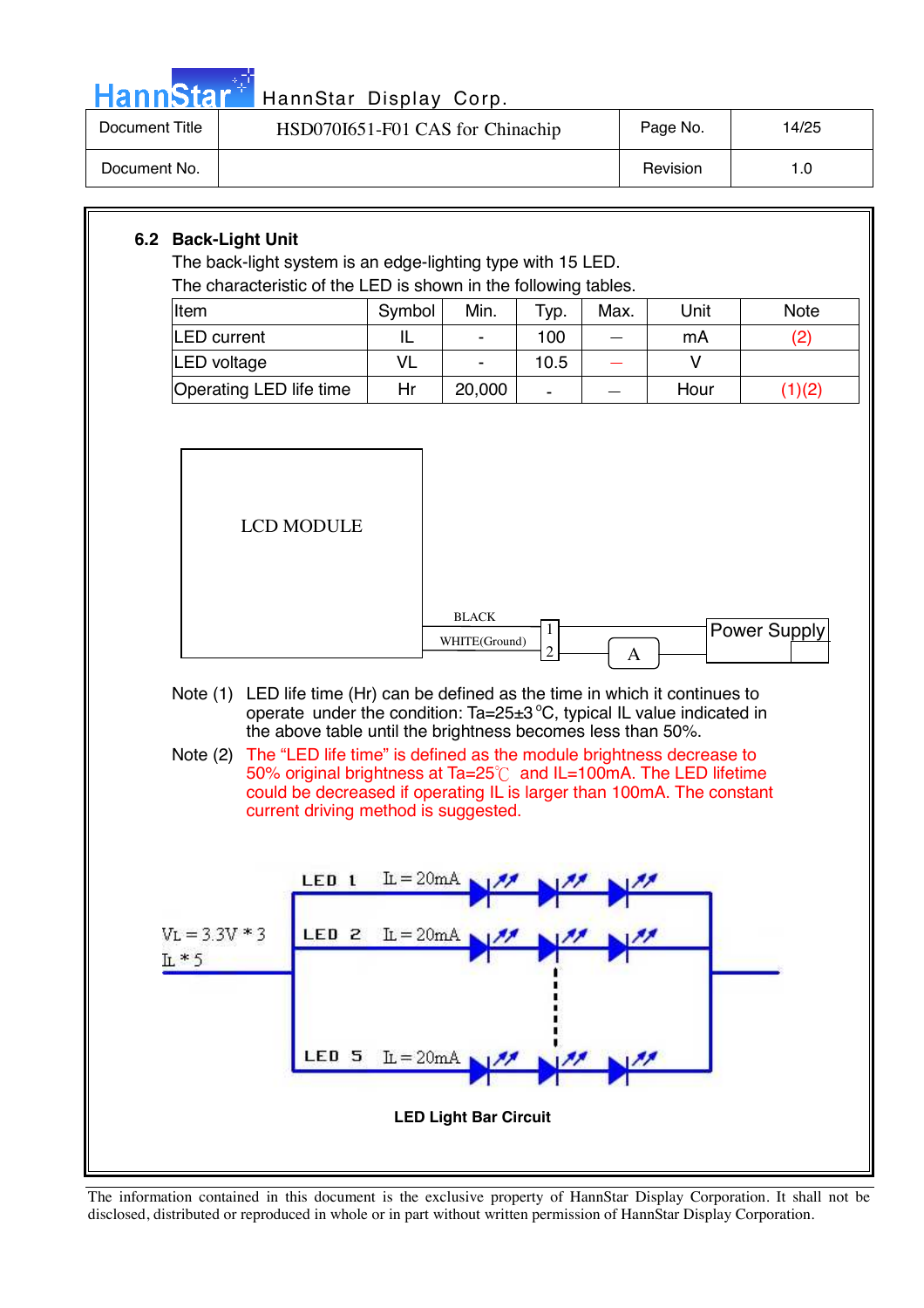## 6.2 Back-Light Unit

The back-light system is an edge-lighting type with 15 LED.

The characteristic of the LED is shown in the following tables.

| Item | Symbol | Min. | Typ. | Max. | Unit | Note |
|---|---|---|---|---|---|---|
| LED current | IL | - | 100 | — | mA | (2) |
| LED voltage | VL | - | 10.5 | — | V | |
| Operating LED life time | Hr | 20,000 | - | — | Hour | (1)(2) |

LCD MODULE

BLACK

WHITE(Ground)

1

2

A

Power Supply

Note (1) LED life time (Hr) can be defined as the time in which it continues to operate under the condition: Ta=25±3°C, typical IL value indicated in the above table until the brightness becomes less than 50%.

Note (2) The "LED life time" is defined as the module brightness decrease to 50% original brightness at Ta=25℃ and IL=100mA. The LED lifetime could be decreased if operating IL is larger than 100mA. The constant current driving method is suggested.

$V_L = 3.3V * 3$

$I_L * 5$

LED 1 $I_L = 20mA$

LED 2 $I_L = 20mA$

LED 5 $I_L = 20mA$

**LED Light Bar Circuit**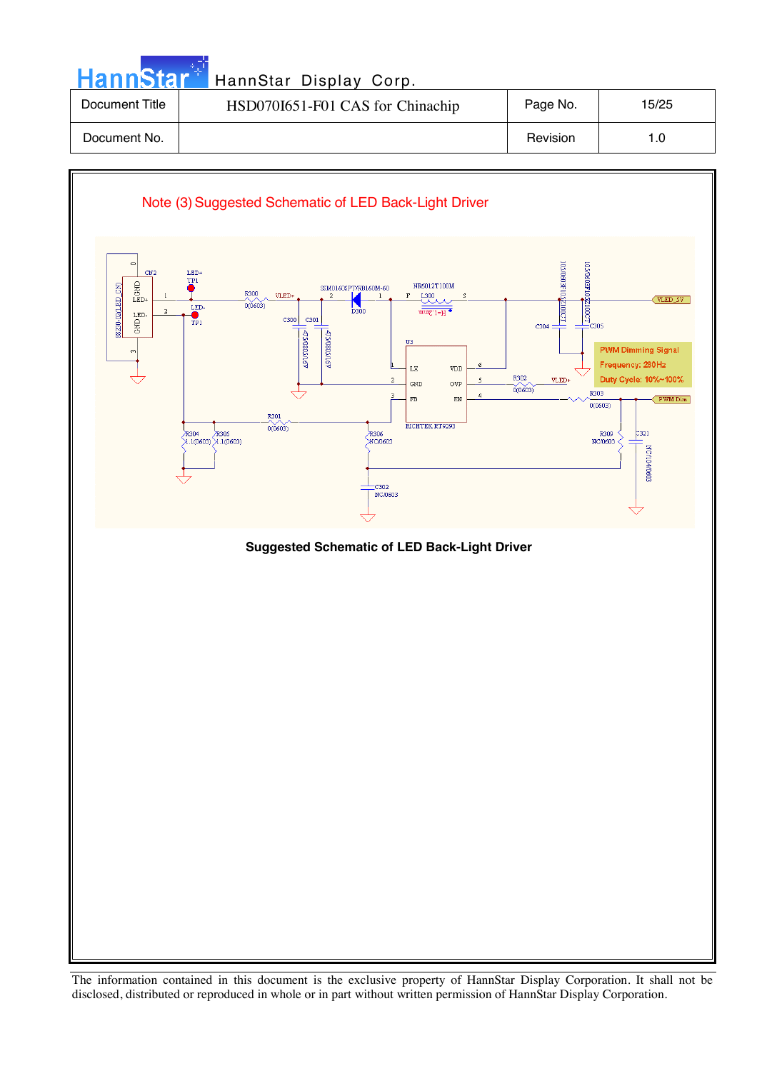Note (3) Suggested Schematic of LED Back-Light Driver

**Suggested Schematic of LED Back-Light Driver**

The information contained in this document is the exclusive property of HannStar Display Corporation. It shall not be disclosed, distributed or reproduced in whole or in part without written permission of HannStar Display Corporation.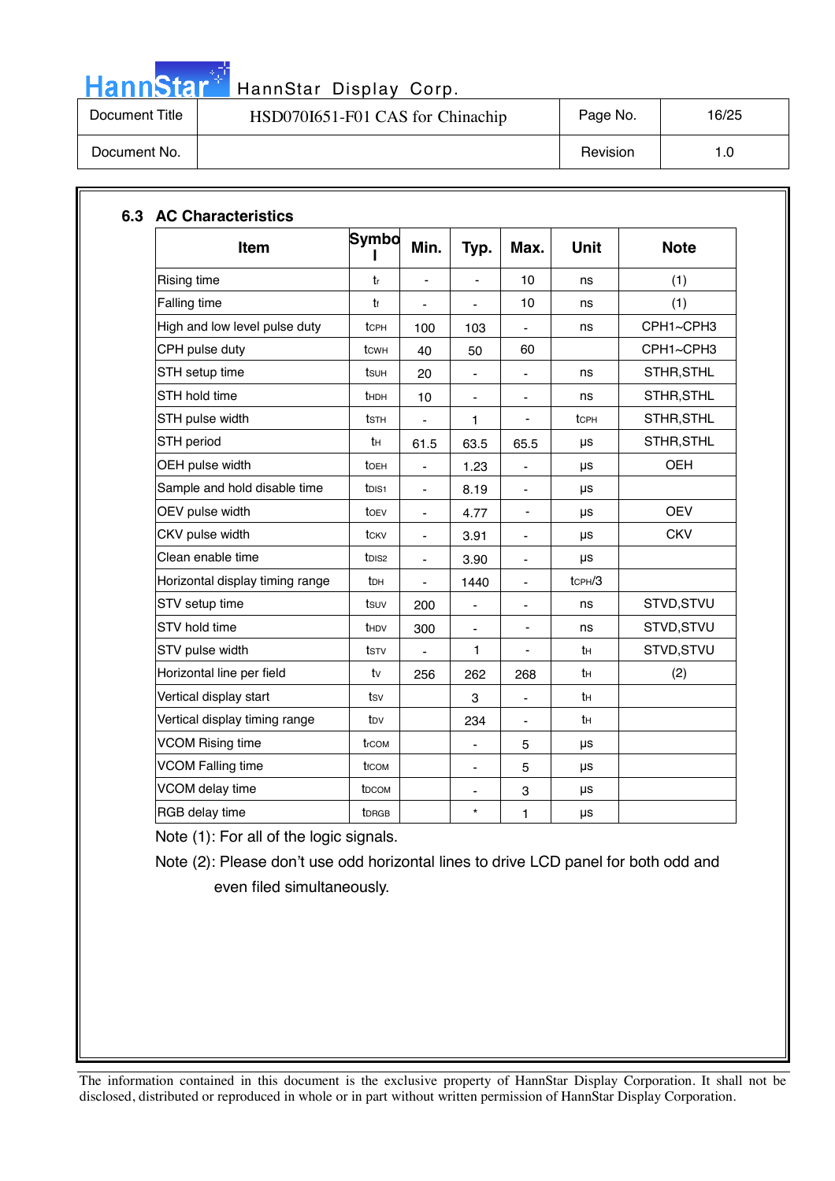### 6.3 AC Characteristics

| Item | Symbol | Min. | Typ. | Max. | Unit | Note |
|---|---|---|---|---|---|---|
| Rising time | $t_r$ | - | - | 10 | ns | (1) |
| Falling time | $t_f$ | - | - | 10 | ns | (1) |
| High and low level pulse duty | $t_{CPH}$ | 100 | 103 | - | ns | CPH1~CPH3 |
| CPH pulse duty | $t_{CWH}$ | 40 | 50 | 60 | | CPH1~CPH3 |
| STH setup time | $t_{SUH}$ | 20 | - | - | ns | STHR,STHL |
| STH hold time | $t_{HDH}$ | 10 | - | - | ns | STHR,STHL |
| STH pulse width | $t_{STH}$ | - | 1 | - | $t_{CPH}$ | STHR,STHL |
| STH period | $t_H$ | 61.5 | 63.5 | 65.5 | μs | STHR,STHL |
| OEH pulse width | $t_{OEH}$ | - | 1.23 | - | μs | OEH |
| Sample and hold disable time | $t_{DIS1}$ | - | 8.19 | - | μs | |
| OEV pulse width | $t_{OEV}$ | - | 4.77 | - | μs | OEV |
| CKV pulse width | $t_{CKV}$ | - | 3.91 | - | μs | CKV |
| Clean enable time | $t_{DIS2}$ | - | 3.90 | - | μs | |
| Horizontal display timing range | $t_{DH}$ | - | 1440 | - | $t_{CPH}/3$ | |
| STV setup time | $t_{SUV}$ | 200 | - | - | ns | STVD,STVU |
| STV hold time | $t_{HDV}$ | 300 | - | - | ns | STVD,STVU |
| STV pulse width | $t_{STV}$ | - | 1 | - | $t_H$ | STVD,STVU |
| Horizontal line per field | $t_V$ | 256 | 262 | 268 | $t_H$ | (2) |
| Vertical display start | $t_{SV}$ | | 3 | - | $t_H$ | |
| Vertical display timing range | $t_{DV}$ | | 234 | - | $t_H$ | |
| VCOM Rising time | $t_{rCOM}$ | | - | 5 | μs | |
| VCOM Falling time | $t_{fCOM}$ | | - | 5 | μs | |
| VCOM delay time | $t_{DCOM}$ | | - | 3 | μs | |
| RGB delay time | $t_{DRGB}$ | | * | 1 | μs | |

Note (1): For all of the logic signals.

Note (2): Please don't use odd horizontal lines to drive LCD panel for both odd and even filed simultaneously.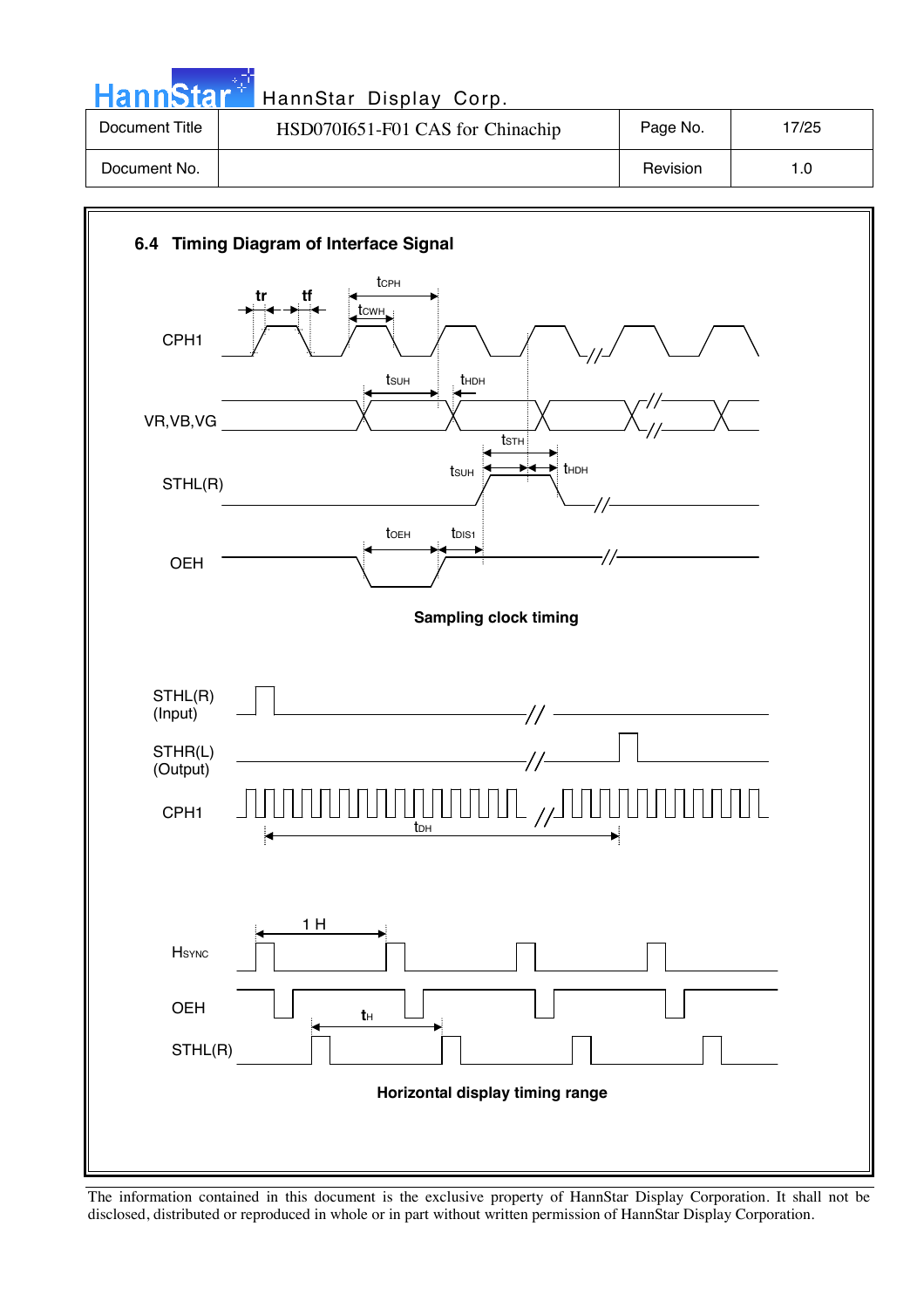## 6.4 Timing Diagram of Interface Signal

tr tf $t_{CPH}$ $t_{CWH}$

CPH1

$t_{SUH}$ $t_{HDH}$

VR,VB,VG

$t_{STH}$

$t_{SUH}$ $t_{HDH}$

STHL(R)

$t_{OEH}$ $t_{DIS1}$

OEH

**Sampling clock timing**

STHL(R) (Input)

STHR(L) (Output)

CPH1

$t_{DH}$

1 H

$H_{SYNC}$

OEH

$t_H$

STHL(R)

**Horizontal display timing range**

The information contained in this document is the exclusive property of HannStar Display Corporation. It shall not be disclosed, distributed or reproduced in whole or in part without written permission of HannStar Display Corporation.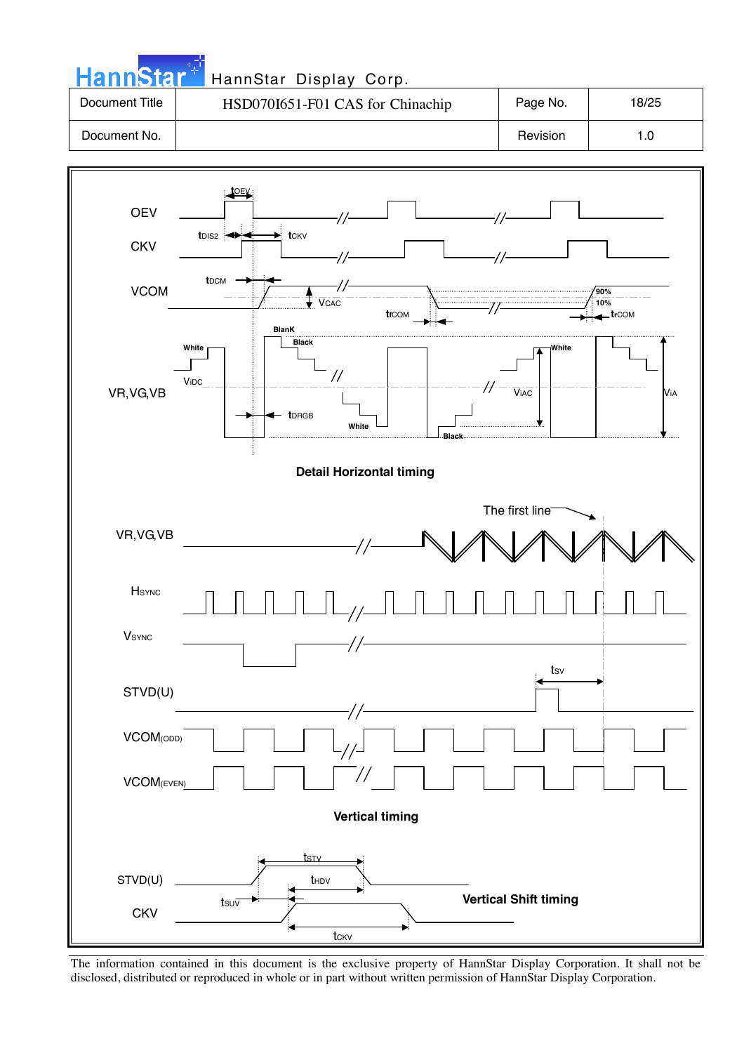| Document Title | HSD070I651-F01 CAS for Chinachip | Page No. | 18/25 |
| --- | --- | --- | --- |
| Document No. | | Revision | 1.0 |

OEV

CKV

VCOM

VR,VG,VB

$t_{OEV}$ $t_{DIS2}$ $t_{CKV}$ $t_{DCM}$ $V_{CAC}$ $t_{fCOM}$ $t_{rCOM}$ 90% 10% BlanK Black White $V_{IDC}$ $t_{DRGB}$ White Black $V_{IAC}$ White $V_{IA}$

**Detail Horizontal timing**

VR,VG,VB

The first line

$H_{SYNC}$

$V_{SYNC}$

$t_{SV}$

STVD(U)

$VCOM_{(ODD)}$

$VCOM_{(EVEN)}$

**Vertical timing**

STVD(U)

CKV

$t_{STV}$ $t_{HDV}$ $t_{SUV}$ $t_{CKV}$

**Vertical Shift timing**

The information contained in this document is the exclusive property of HannStar Display Corporation. It shall not be disclosed, distributed or reproduced in whole or in part without written permission of HannStar Display Corporation.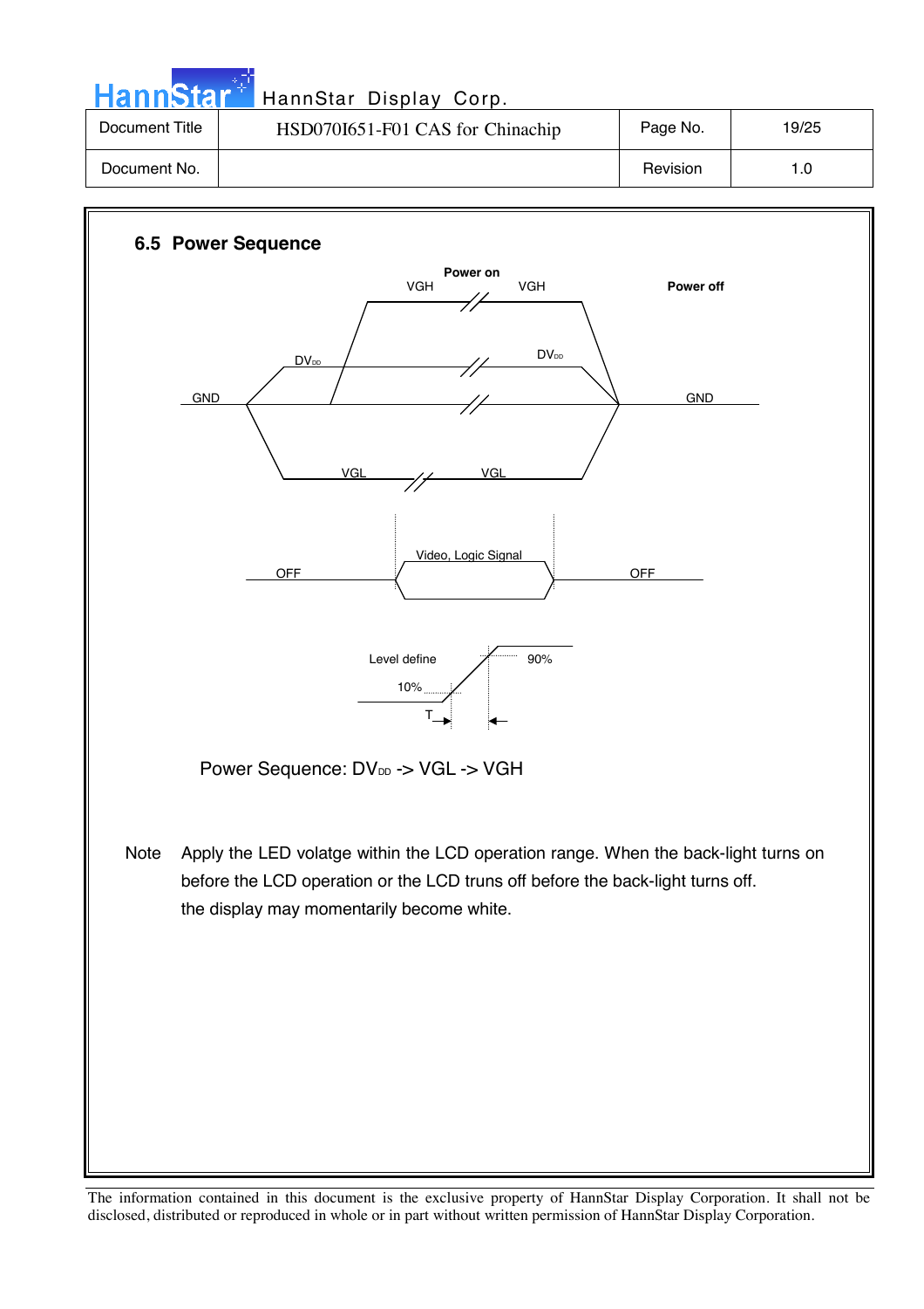## 6.5 Power Sequence

Power on

VGH VGH

Power off

$DV_{DD}$ $DV_{DD}$

GND GND

VGL VGL

Video, Logic Signal

OFF OFF

Level define 90%

10%

T

Power Sequence: $DV_{DD}$ -> VGL -> VGH

Note Apply the LED volatge within the LCD operation range. When the back-light turns on before the LCD operation or the LCD truns off before the back-light turns off. the display may momentarily become white.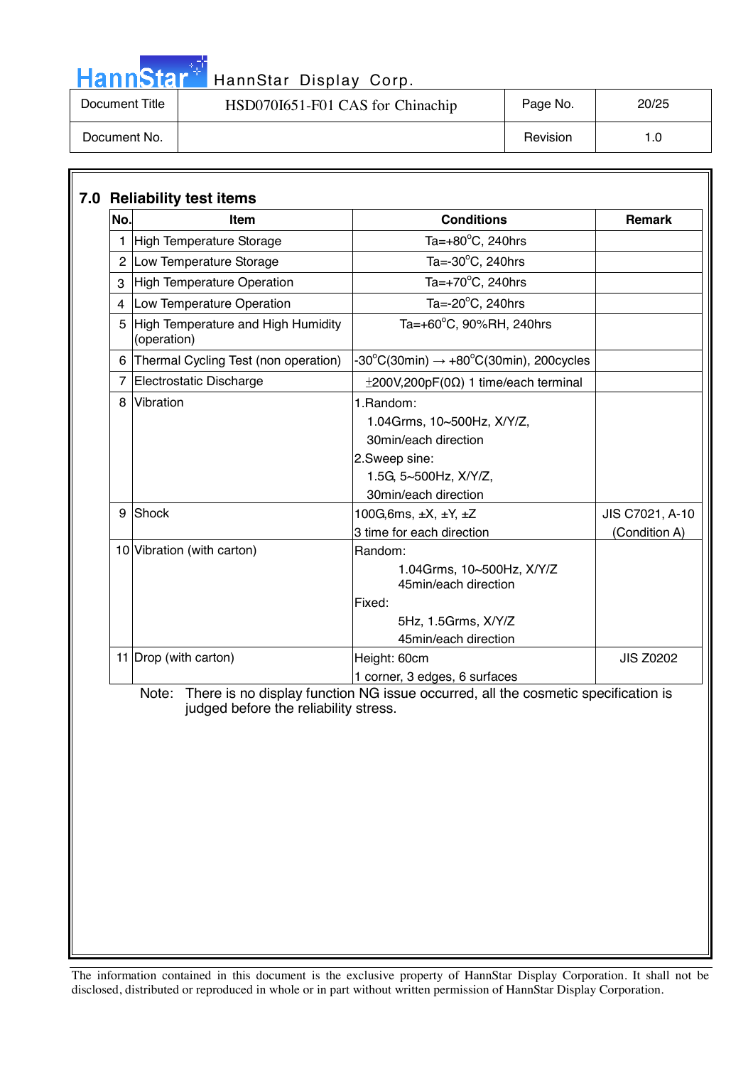## 7.0 Reliability test items

| No. | Item | Conditions | Remark |
|---|---|---|---|
| 1 | High Temperature Storage | Ta=+80°C, 240hrs | |
| 2 | Low Temperature Storage | Ta=-30°C, 240hrs | |
| 3 | High Temperature Operation | Ta=+70°C, 240hrs | |
| 4 | Low Temperature Operation | Ta=-20°C, 240hrs | |
| 5 | High Temperature and High Humidity (operation) | Ta=+60°C, 90%RH, 240hrs | |
| 6 | Thermal Cycling Test (non operation) | -30°C(30min) → +80°C(30min), 200cycles | |
| 7 | Electrostatic Discharge | ±200V,200pF(0Ω) 1 time/each terminal | |
| 8 | Vibration | 1.Random:<br>1.04Grms, 10~500Hz, X/Y/Z,<br>30min/each direction<br>2.Sweep sine:<br>1.5G, 5~500Hz, X/Y/Z,<br>30min/each direction | |
| 9 | Shock | 100G,6ms, ±X, ±Y, ±Z<br>3 time for each direction | JIS C7021, A-10 (Condition A) |
| 10 | Vibration (with carton) | Random:<br>1.04Grms, 10~500Hz, X/Y/Z<br>45min/each direction<br>Fixed:<br>5Hz, 1.5Grms, X/Y/Z<br>45min/each direction | |
| 11 | Drop (with carton) | Height: 60cm<br>1 corner, 3 edges, 6 surfaces | JIS Z0202 |

Note: There is no display function NG issue occurred, all the cosmetic specification is judged before the reliability stress.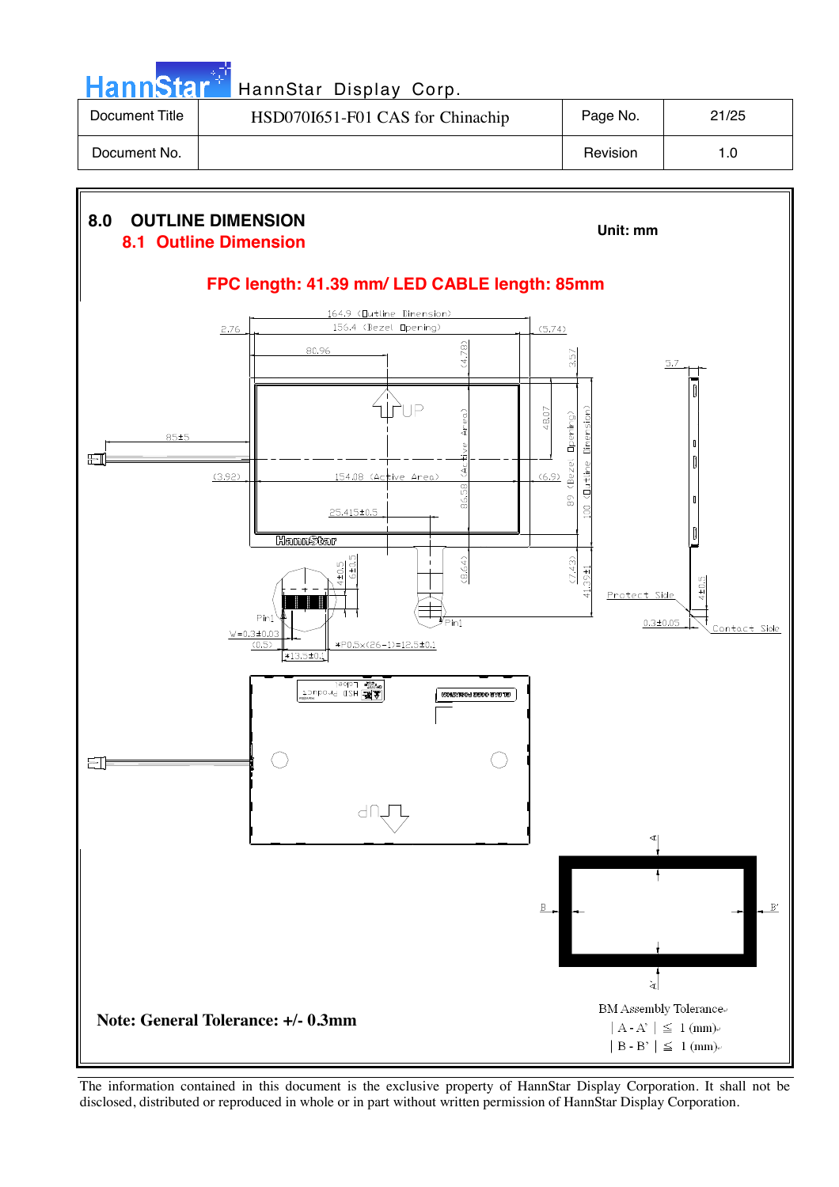## 8.0 OUTLINE DIMENSION

### 8.1 Outline Dimension

**Unit: mm**

**FPC length: 41.39 mm/ LED CABLE length: 85mm**

164.9 (Outline Dimension)
156.4 (Bezel Opening)
2.76
(5.74)
80.96
(4.78)
3.57
5.7
UP
48.07
85±5
(3.92)
154.08 (Active Area)
(6.9)
86.58 (Active Area)
89 (Bezel Opening)
100 (Outline Dimension)
25.415±0.5
HannStar
4±0.5
6±0.5
(8.64)
(7.43)
41.39±1
Protect Side
4±0.5
Pin1
Pin1
0.3±0.05
Contact Side
W=0.3±0.03
(0.5)
P0.5x(26-1)=12.5±0.1
13.5±0.1

UP

A
A'
B
B'

BM Assembly Tolerance

| A - A' | ≦ 1 (mm)

| B - B' | ≦ 1 (mm)

**Note: General Tolerance: +/- 0.3mm**

The information contained in this document is the exclusive property of HannStar Display Corporation. It shall not be disclosed, distributed or reproduced in whole or in part without written permission of HannStar Display Corporation.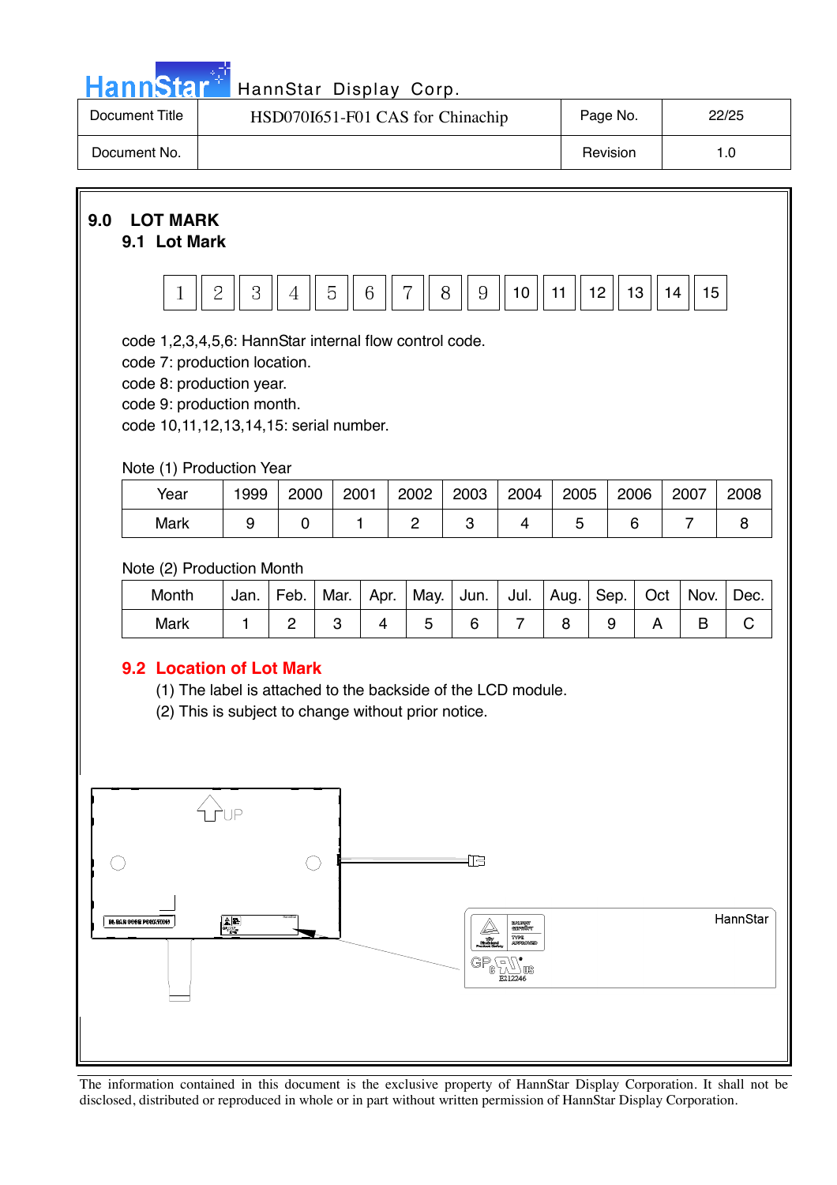## 9.0 LOT MARK

### 9.1 Lot Mark

| 1 | 2 | 3 | 4 | 5 | 6 | 7 | 8 | 9 | 10 | 11 | 12 | 13 | 14 | 15 |
|---|---|---|---|---|---|---|---|---|---|---|---|---|---|---|

code 1,2,3,4,5,6: HannStar internal flow control code.
code 7: production location.
code 8: production year.
code 9: production month.
code 10,11,12,13,14,15: serial number.

Note (1) Production Year

| Year | 1999 | 2000 | 2001 | 2002 | 2003 | 2004 | 2005 | 2006 | 2007 | 2008 |
|---|---|---|---|---|---|---|---|---|---|---|
| Mark | 9 | 0 | 1 | 2 | 3 | 4 | 5 | 6 | 7 | 8 |

Note (2) Production Month

| Month | Jan. | Feb. | Mar. | Apr. | May. | Jun. | Jul. | Aug. | Sep. | Oct | Nov. | Dec. |
|---|---|---|---|---|---|---|---|---|---|---|---|---|
| Mark | 1 | 2 | 3 | 4 | 5 | 6 | 7 | 8 | 9 | A | B | C |

### 9.2 Location of Lot Mark

(1) The label is attached to the backside of the LCD module.
(2) This is subject to change without prior notice.

UP

HannStar

E212246

The information contained in this document is the exclusive property of HannStar Display Corporation. It shall not be disclosed, distributed or reproduced in whole or in part without written permission of HannStar Display Corporation.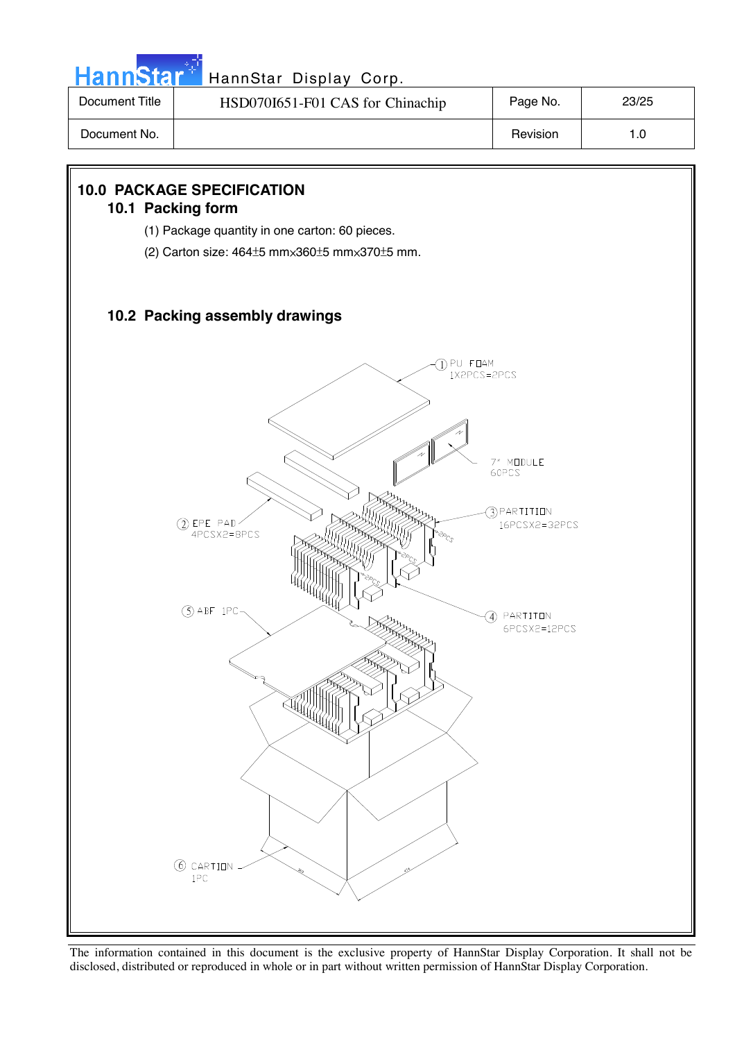## 10.0 PACKAGE SPECIFICATION

### 10.1 Packing form

(1) Package quantity in one carton: 60 pieces.

(2) Carton size: 464±5 mm×360±5 mm×370±5 mm.

### 10.2 Packing assembly drawings

① PU FOAM 1X2PCS=2PCS

7" MODULE 60PCS

③ PARTITION 16PCSX2=32PCS

② EPE PAD 4PCSX2=8PCS

⑤ ABF 1PC

④ PARTITON 6PCSX2=12PCS

⑥ CARTION 1PC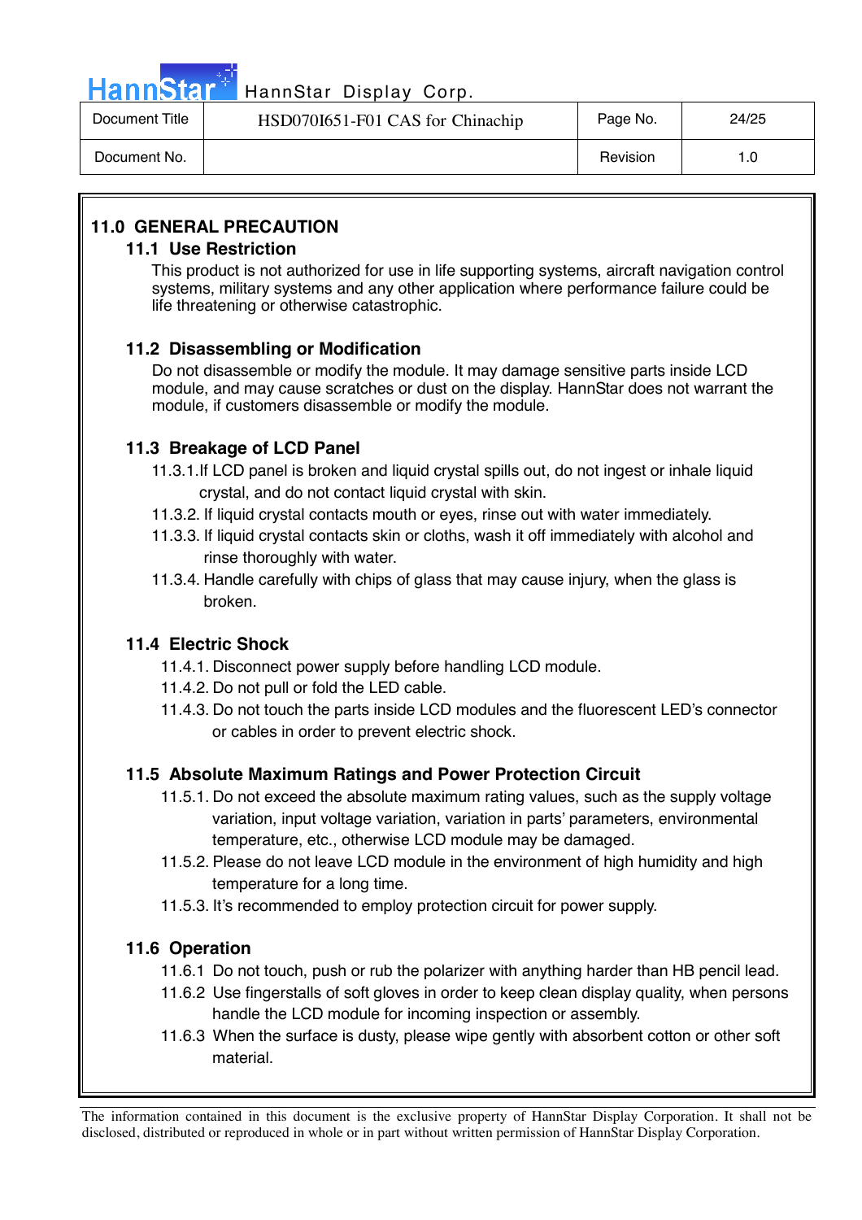## 11.0 GENERAL PRECAUTION

### 11.1 Use Restriction

This product is not authorized for use in life supporting systems, aircraft navigation control systems, military systems and any other application where performance failure could be life threatening or otherwise catastrophic.

### 11.2 Disassembling or Modification

Do not disassemble or modify the module. It may damage sensitive parts inside LCD module, and may cause scratches or dust on the display. HannStar does not warrant the module, if customers disassemble or modify the module.

### 11.3 Breakage of LCD Panel

11.3.1.If LCD panel is broken and liquid crystal spills out, do not ingest or inhale liquid crystal, and do not contact liquid crystal with skin.

11.3.2. If liquid crystal contacts mouth or eyes, rinse out with water immediately.

11.3.3. If liquid crystal contacts skin or cloths, wash it off immediately with alcohol and rinse thoroughly with water.

11.3.4. Handle carefully with chips of glass that may cause injury, when the glass is broken.

### 11.4 Electric Shock

11.4.1. Disconnect power supply before handling LCD module.

11.4.2. Do not pull or fold the LED cable.

11.4.3. Do not touch the parts inside LCD modules and the fluorescent LED's connector or cables in order to prevent electric shock.

### 11.5 Absolute Maximum Ratings and Power Protection Circuit

11.5.1. Do not exceed the absolute maximum rating values, such as the supply voltage variation, input voltage variation, variation in parts' parameters, environmental temperature, etc., otherwise LCD module may be damaged.

11.5.2. Please do not leave LCD module in the environment of high humidity and high temperature for a long time.

11.5.3. It's recommended to employ protection circuit for power supply.

### 11.6 Operation

11.6.1 Do not touch, push or rub the polarizer with anything harder than HB pencil lead.

11.6.2 Use fingerstalls of soft gloves in order to keep clean display quality, when persons handle the LCD module for incoming inspection or assembly.

11.6.3 When the surface is dusty, please wipe gently with absorbent cotton or other soft material.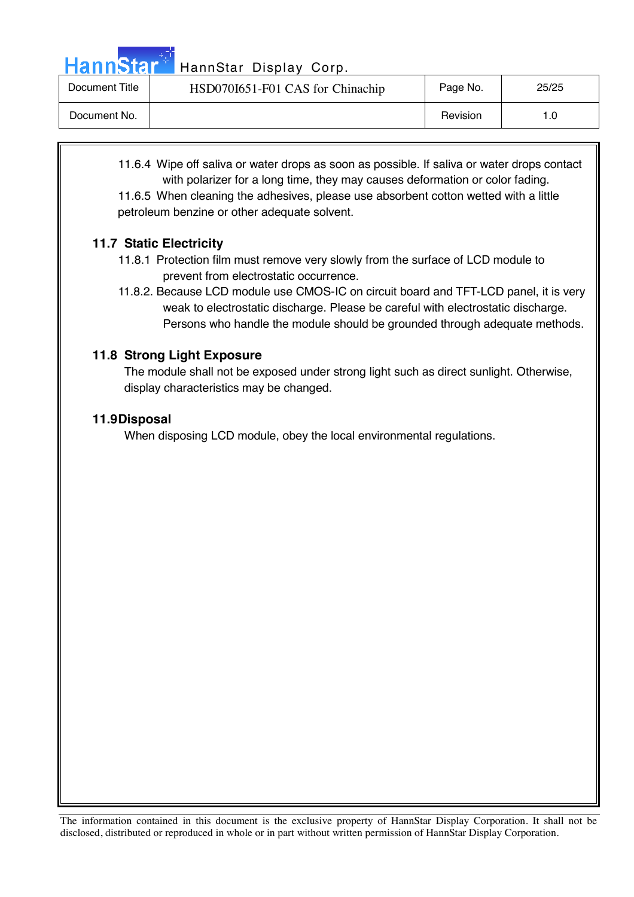11.6.4 Wipe off saliva or water drops as soon as possible. If saliva or water drops contact with polarizer for a long time, they may causes deformation or color fading.

11.6.5 When cleaning the adhesives, please use absorbent cotton wetted with a little petroleum benzine or other adequate solvent.

## 11.7 Static Electricity

11.8.1 Protection film must remove very slowly from the surface of LCD module to prevent from electrostatic occurrence.

11.8.2. Because LCD module use CMOS-IC on circuit board and TFT-LCD panel, it is very weak to electrostatic discharge. Please be careful with electrostatic discharge. Persons who handle the module should be grounded through adequate methods.

## 11.8 Strong Light Exposure

The module shall not be exposed under strong light such as direct sunlight. Otherwise, display characteristics may be changed.

## 11.9Disposal

When disposing LCD module, obey the local environmental regulations.